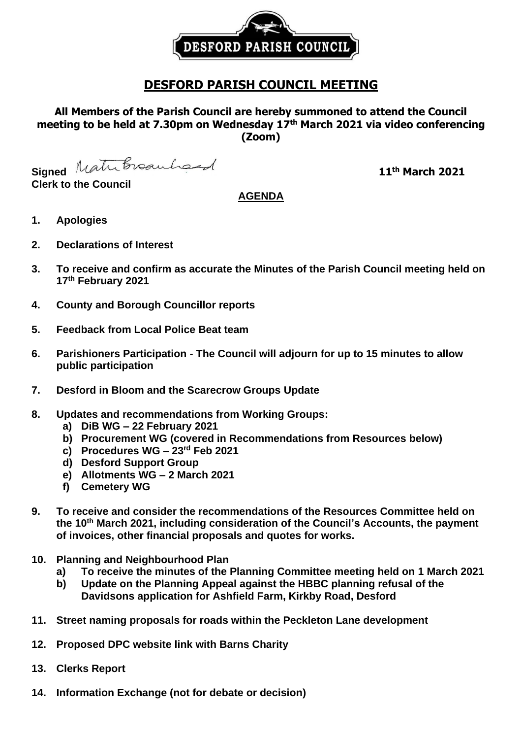# DESFORD PARISH COUNCIL MEETING

**All Members of the Parish Council are hereby summoned to attend the Council meeting to be held at 7.30pm on Wednesday 17th March 2021 via video conferencing (Zoom)**

**Signed** Matt Broadhead **11th March 2021**

**Clerk to the Council**

## AGENDA

1. **Apologies**
2. **Declarations of Interest**
3. **To receive and confirm as accurate the Minutes of the Parish Council meeting held on 17th February 2021**
4. **County and Borough Councillor reports**
5. **Feedback from Local Police Beat team**
6. **Parishioners Participation - The Council will adjourn for up to 15 minutes to allow public participation**
7. **Desford in Bloom and the Scarecrow Groups Update**
8. **Updates and recommendations from Working Groups:**
   - **a) DiB WG – 22 February 2021**
   - **b) Procurement WG (covered in Recommendations from Resources below)**
   - **c) Procedures WG – 23rd Feb 2021**
   - **d) Desford Support Group**
   - **e) Allotments WG – 2 March 2021**
   - **f) Cemetery WG**
9. **To receive and consider the recommendations of the Resources Committee held on the 10th March 2021, including consideration of the Council's Accounts, the payment of invoices, other financial proposals and quotes for works.**
10. **Planning and Neighbourhood Plan**
    - **a) To receive the minutes of the Planning Committee meeting held on 1 March 2021**
    - **b) Update on the Planning Appeal against the HBBC planning refusal of the Davidsons application for Ashfield Farm, Kirkby Road, Desford**
11. **Street naming proposals for roads within the Peckleton Lane development**
12. **Proposed DPC website link with Barns Charity**
13. **Clerks Report**
14. **Information Exchange (not for debate or decision)**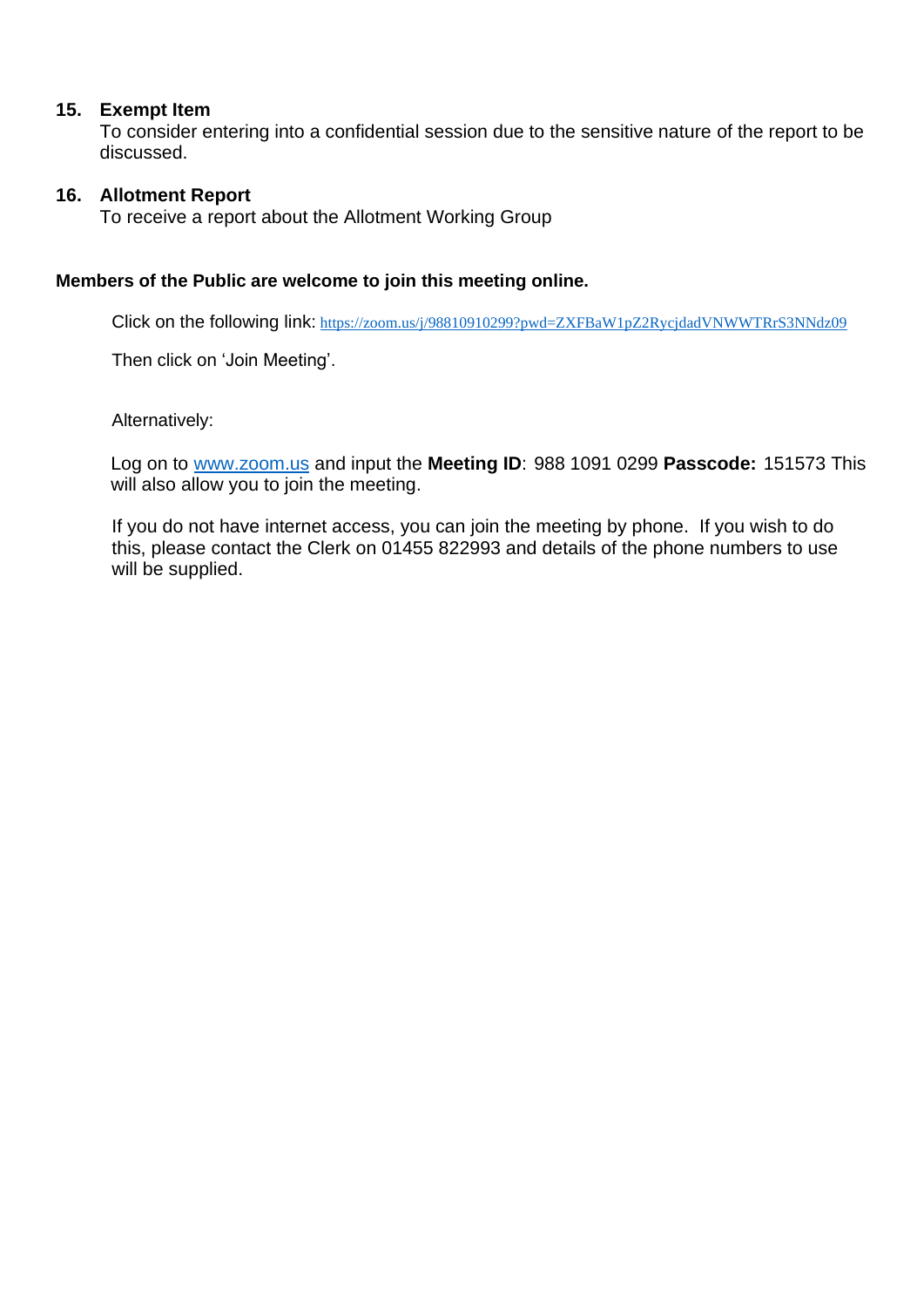**15. Exempt Item**

To consider entering into a confidential session due to the sensitive nature of the report to be discussed.

**16. Allotment Report**

To receive a report about the Allotment Working Group

**Members of the Public are welcome to join this meeting online.**

Click on the following link: https://zoom.us/j/98810910299?pwd=ZXFBaW1pZ2RycjdadVNWWTRrS3NNdz09

Then click on 'Join Meeting'.

Alternatively:

Log on to www.zoom.us and input the **Meeting ID**: 988 1091 0299 **Passcode:** 151573 This will also allow you to join the meeting.

If you do not have internet access, you can join the meeting by phone. If you wish to do this, please contact the Clerk on 01455 822993 and details of the phone numbers to use will be supplied.